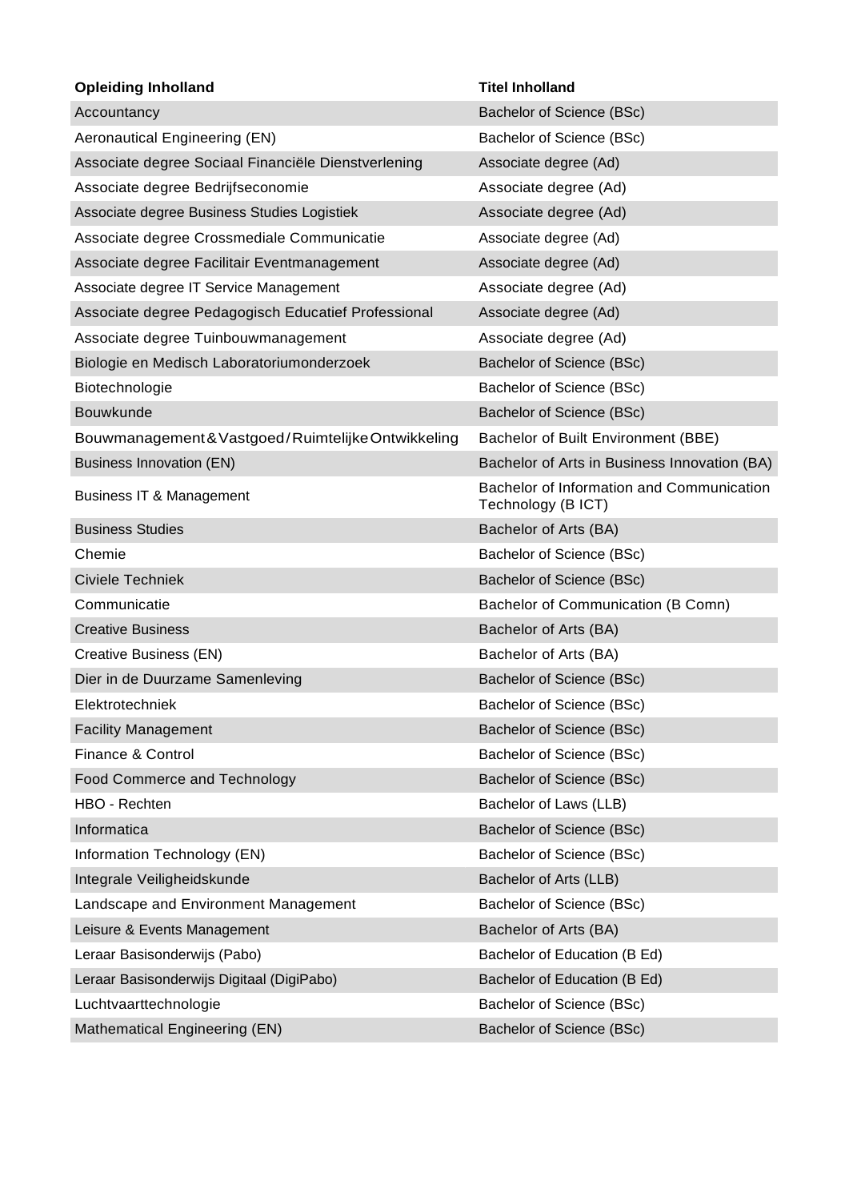| Opleiding Inholland | Titel Inholland |
| --- | --- |
| Accountancy | Bachelor of Science (BSc) |
| Aeronautical Engineering (EN) | Bachelor of Science (BSc) |
| Associate degree Sociaal Financiële Dienstverlening | Associate degree (Ad) |
| Associate degree Bedrijfseconomie | Associate degree (Ad) |
| Associate degree Business Studies Logistiek | Associate degree (Ad) |
| Associate degree Crossmediale Communicatie | Associate degree (Ad) |
| Associate degree Facilitair Eventmanagement | Associate degree (Ad) |
| Associate degree IT Service Management | Associate degree (Ad) |
| Associate degree Pedagogisch Educatief Professional | Associate degree (Ad) |
| Associate degree Tuinbouwmanagement | Associate degree (Ad) |
| Biologie en Medisch Laboratoriumonderzoek | Bachelor of Science (BSc) |
| Biotechnologie | Bachelor of Science (BSc) |
| Bouwkunde | Bachelor of Science (BSc) |
| Bouwmanagement & Vastgoed / Ruimtelijke Ontwikkeling | Bachelor of Built Environment (BBE) |
| Business Innovation (EN) | Bachelor of Arts in Business Innovation (BA) |
| Business IT & Management | Bachelor of Information and Communication Technology (B ICT) |
| Business Studies | Bachelor of Arts (BA) |
| Chemie | Bachelor of Science (BSc) |
| Civiele Techniek | Bachelor of Science (BSc) |
| Communicatie | Bachelor of Communication (B Comn) |
| Creative Business | Bachelor of Arts (BA) |
| Creative Business (EN) | Bachelor of Arts (BA) |
| Dier in de Duurzame Samenleving | Bachelor of Science (BSc) |
| Elektrotechniek | Bachelor of Science (BSc) |
| Facility Management | Bachelor of Science (BSc) |
| Finance & Control | Bachelor of Science (BSc) |
| Food Commerce and Technology | Bachelor of Science (BSc) |
| HBO - Rechten | Bachelor of Laws (LLB) |
| Informatica | Bachelor of Science (BSc) |
| Information Technology (EN) | Bachelor of Science (BSc) |
| Integrale Veiligheidskunde | Bachelor of Arts (LLB) |
| Landscape and Environment Management | Bachelor of Science (BSc) |
| Leisure & Events Management | Bachelor of Arts (BA) |
| Leraar Basisonderwijs (Pabo) | Bachelor of Education (B Ed) |
| Leraar Basisonderwijs Digitaal (DigiPabo) | Bachelor of Education (B Ed) |
| Luchtvaarttechnologie | Bachelor of Science (BSc) |
| Mathematical Engineering (EN) | Bachelor of Science (BSc) |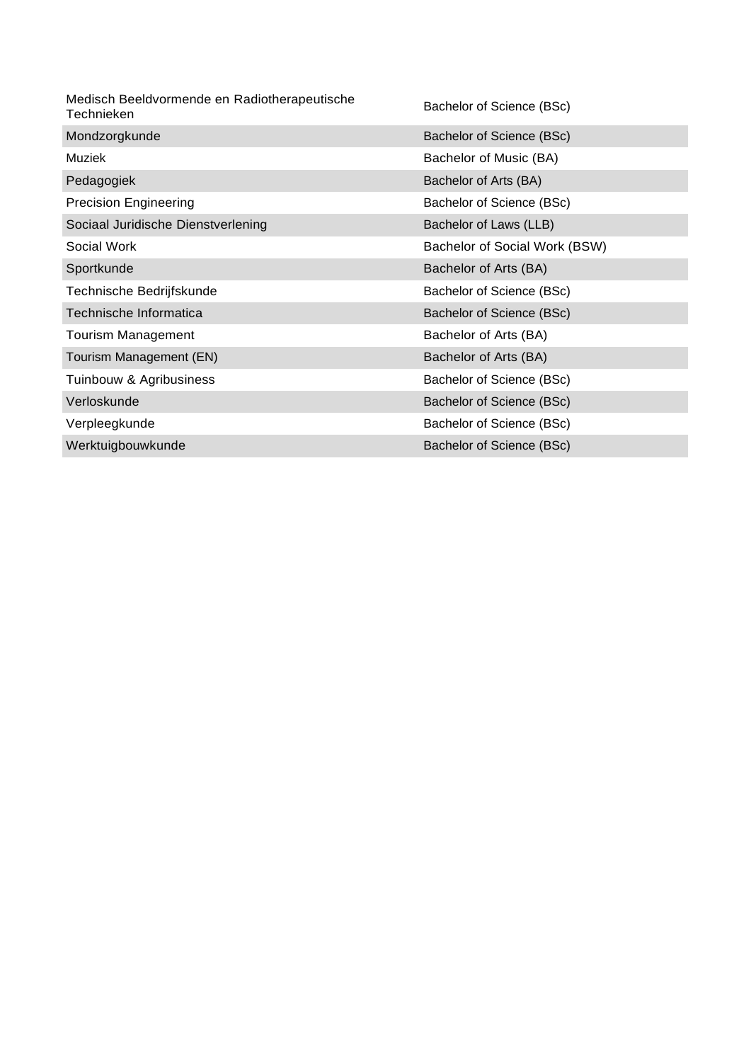| | |
|---|---|
| Medisch Beeldvormende en Radiotherapeutische Technieken | Bachelor of Science (BSc) |
| Mondzorgkunde | Bachelor of Science (BSc) |
| Muziek | Bachelor of Music (BA) |
| Pedagogiek | Bachelor of Arts (BA) |
| Precision Engineering | Bachelor of Science (BSc) |
| Sociaal Juridische Dienstverlening | Bachelor of Laws (LLB) |
| Social Work | Bachelor of Social Work (BSW) |
| Sportkunde | Bachelor of Arts (BA) |
| Technische Bedrijfskunde | Bachelor of Science (BSc) |
| Technische Informatica | Bachelor of Science (BSc) |
| Tourism Management | Bachelor of Arts (BA) |
| Tourism Management (EN) | Bachelor of Arts (BA) |
| Tuinbouw & Agribusiness | Bachelor of Science (BSc) |
| Verloskunde | Bachelor of Science (BSc) |
| Verpleegkunde | Bachelor of Science (BSc) |
| Werktuigbouwkunde | Bachelor of Science (BSc) |